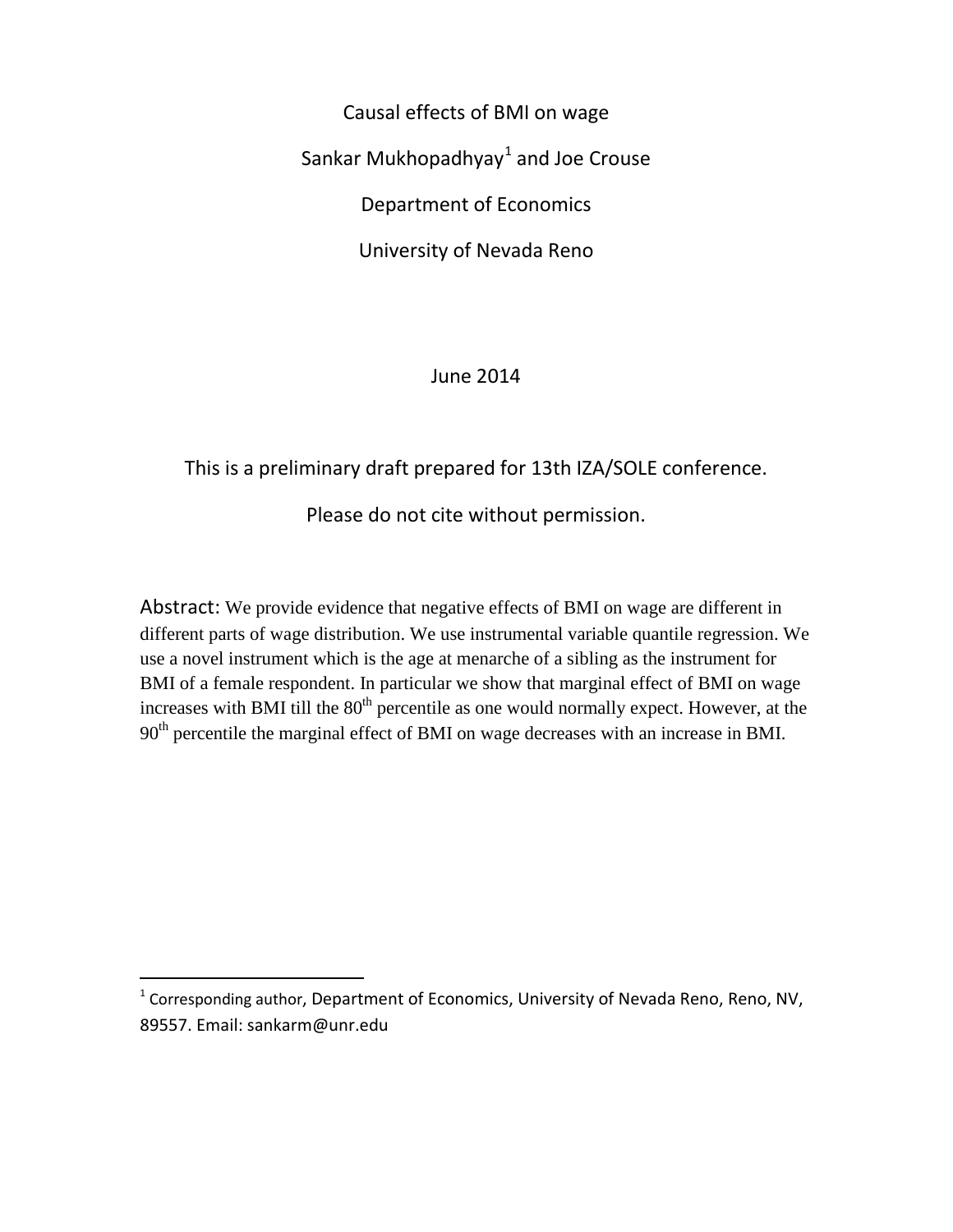# Causal effects of BMI on wage

Sankar Mukhopadhyay[1] and Joe Crouse

Department of Economics

University of Nevada Reno

June 2014

This is a preliminary draft prepared for 13th IZA/SOLE conference.

Please do not cite without permission.

Abstract: We provide evidence that negative effects of BMI on wage are different in different parts of wage distribution. We use instrumental variable quantile regression. We use a novel instrument which is the age at menarche of a sibling as the instrument for BMI of a female respondent. In particular we show that marginal effect of BMI on wage increases with BMI till the 80th percentile as one would normally expect. However, at the 90th percentile the marginal effect of BMI on wage decreases with an increase in BMI.

[1] Corresponding author, Department of Economics, University of Nevada Reno, Reno, NV, 89557. Email: sankarm@unr.edu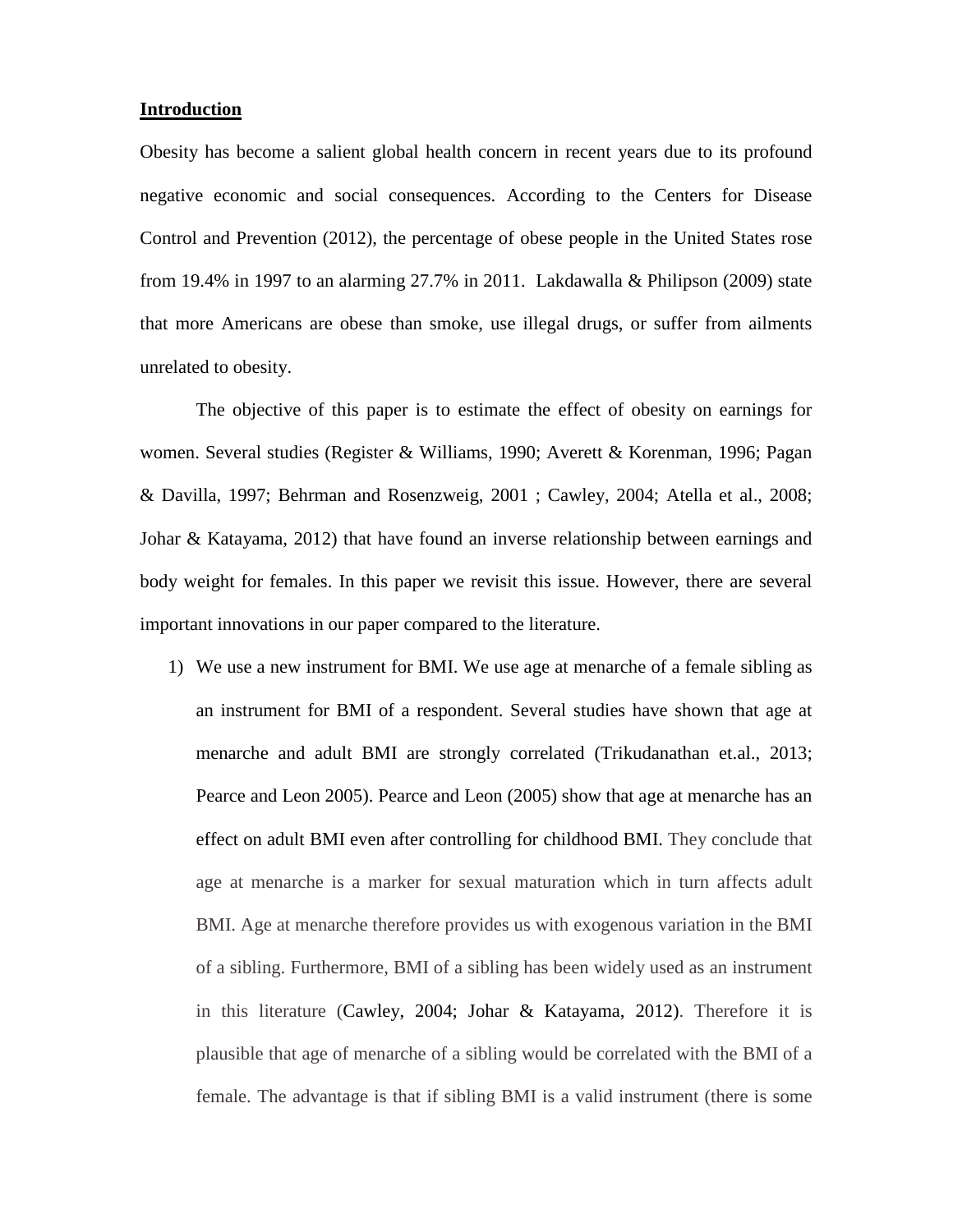## Introduction

Obesity has become a salient global health concern in recent years due to its profound negative economic and social consequences. According to the Centers for Disease Control and Prevention (2012), the percentage of obese people in the United States rose from 19.4% in 1997 to an alarming 27.7% in 2011. Lakdawalla & Philipson (2009) state that more Americans are obese than smoke, use illegal drugs, or suffer from ailments unrelated to obesity.

The objective of this paper is to estimate the effect of obesity on earnings for women. Several studies (Register & Williams, 1990; Averett & Korenman, 1996; Pagan & Davilla, 1997; Behrman and Rosenzweig, 2001 ; Cawley, 2004; Atella et al., 2008; Johar & Katayama, 2012) that have found an inverse relationship between earnings and body weight for females. In this paper we revisit this issue. However, there are several important innovations in our paper compared to the literature.

1) We use a new instrument for BMI. We use age at menarche of a female sibling as an instrument for BMI of a respondent. Several studies have shown that age at menarche and adult BMI are strongly correlated (Trikudanathan et.al., 2013; Pearce and Leon 2005). Pearce and Leon (2005) show that age at menarche has an effect on adult BMI even after controlling for childhood BMI. They conclude that age at menarche is a marker for sexual maturation which in turn affects adult BMI. Age at menarche therefore provides us with exogenous variation in the BMI of a sibling. Furthermore, BMI of a sibling has been widely used as an instrument in this literature (Cawley, 2004; Johar & Katayama, 2012). Therefore it is plausible that age of menarche of a sibling would be correlated with the BMI of a female. The advantage is that if sibling BMI is a valid instrument (there is some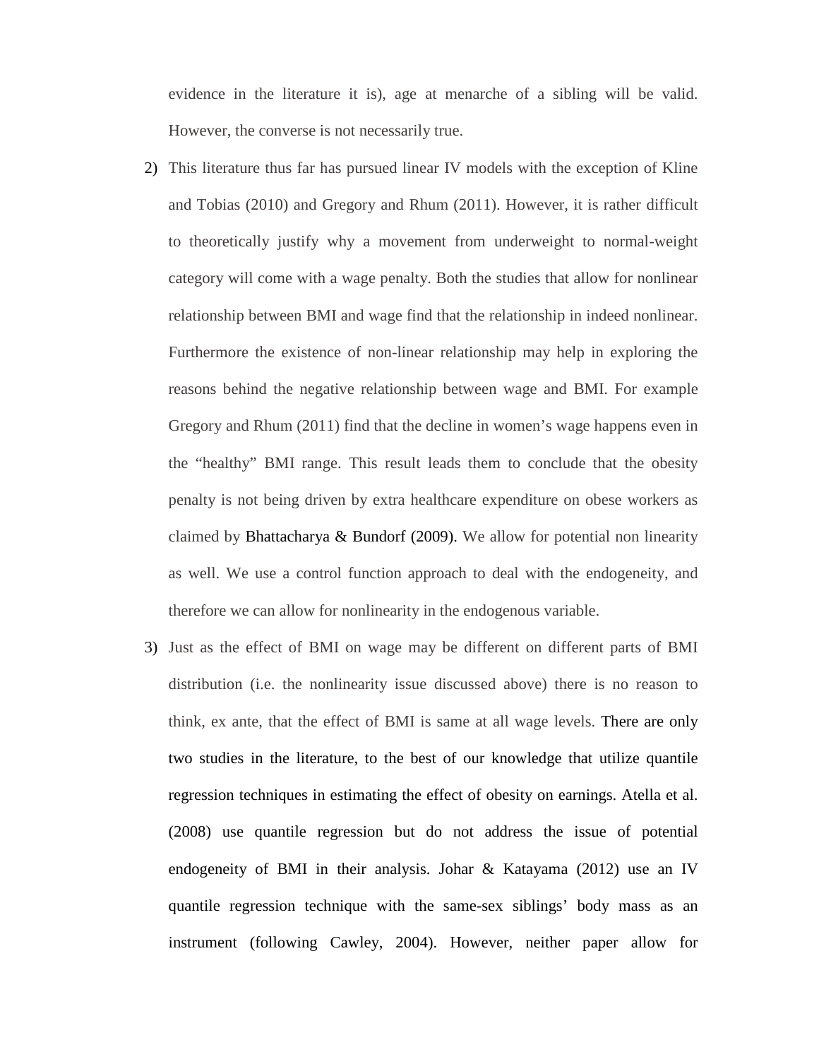evidence in the literature it is), age at menarche of a sibling will be valid. However, the converse is not necessarily true.

2) This literature thus far has pursued linear IV models with the exception of Kline and Tobias (2010) and Gregory and Rhum (2011). However, it is rather difficult to theoretically justify why a movement from underweight to normal-weight category will come with a wage penalty. Both the studies that allow for nonlinear relationship between BMI and wage find that the relationship in indeed nonlinear. Furthermore the existence of non-linear relationship may help in exploring the reasons behind the negative relationship between wage and BMI. For example Gregory and Rhum (2011) find that the decline in women's wage happens even in the "healthy" BMI range. This result leads them to conclude that the obesity penalty is not being driven by extra healthcare expenditure on obese workers as claimed by Bhattacharya & Bundorf (2009). We allow for potential non linearity as well. We use a control function approach to deal with the endogeneity, and therefore we can allow for nonlinearity in the endogenous variable.

3) Just as the effect of BMI on wage may be different on different parts of BMI distribution (i.e. the nonlinearity issue discussed above) there is no reason to think, ex ante, that the effect of BMI is same at all wage levels. There are only two studies in the literature, to the best of our knowledge that utilize quantile regression techniques in estimating the effect of obesity on earnings. Atella et al. (2008) use quantile regression but do not address the issue of potential endogeneity of BMI in their analysis. Johar & Katayama (2012) use an IV quantile regression technique with the same-sex siblings' body mass as an instrument (following Cawley, 2004). However, neither paper allow for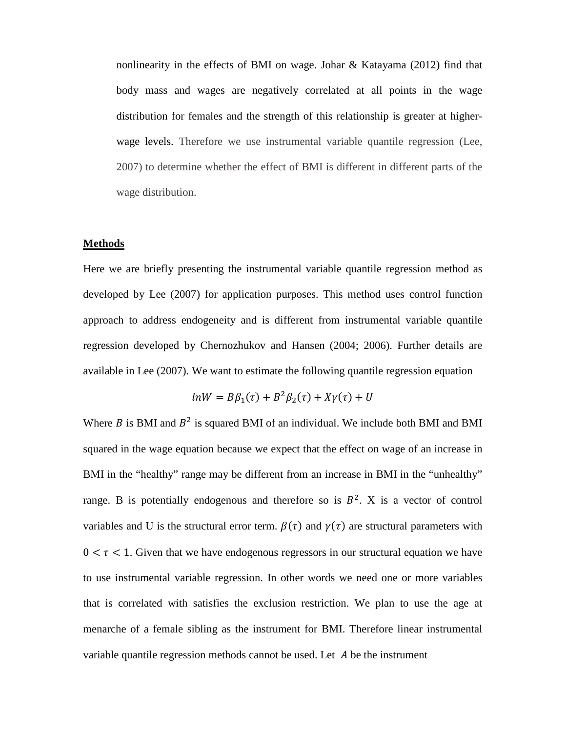nonlinearity in the effects of BMI on wage. Johar & Katayama (2012) find that body mass and wages are negatively correlated at all points in the wage distribution for females and the strength of this relationship is greater at higher-wage levels. Therefore we use instrumental variable quantile regression (Lee, 2007) to determine whether the effect of BMI is different in different parts of the wage distribution.

## Methods

Here we are briefly presenting the instrumental variable quantile regression method as developed by Lee (2007) for application purposes. This method uses control function approach to address endogeneity and is different from instrumental variable quantile regression developed by Chernozhukov and Hansen (2004; 2006). Further details are available in Lee (2007). We want to estimate the following quantile regression equation

$$lnW = B\beta_1(\tau) + B^2\beta_2(\tau) + X\gamma(\tau) + U$$

Where $B$ is BMI and $B^2$ is squared BMI of an individual. We include both BMI and BMI squared in the wage equation because we expect that the effect on wage of an increase in BMI in the "healthy" range may be different from an increase in BMI in the "unhealthy" range. B is potentially endogenous and therefore so is $B^2$. X is a vector of control variables and U is the structural error term. $\beta(\tau)$ and $\gamma(\tau)$ are structural parameters with $0 < \tau < 1$. Given that we have endogenous regressors in our structural equation we have to use instrumental variable regression. In other words we need one or more variables that is correlated with satisfies the exclusion restriction. We plan to use the age at menarche of a female sibling as the instrument for BMI. Therefore linear instrumental variable quantile regression methods cannot be used. Let $A$ be the instrument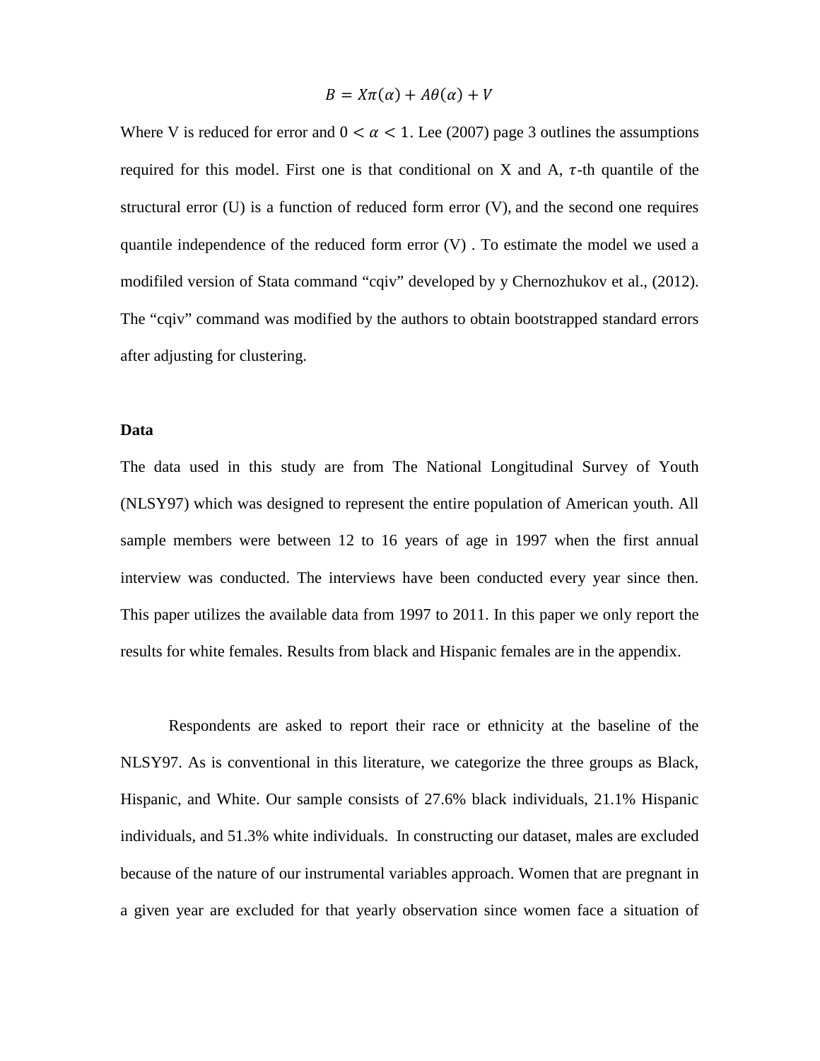$$B = X\pi(\alpha) + A\theta(\alpha) + V$$

Where V is reduced for error and $0 < \alpha < 1$. Lee (2007) page 3 outlines the assumptions required for this model. First one is that conditional on X and A, $\tau$-th quantile of the structural error (U) is a function of reduced form error (V), and the second one requires quantile independence of the reduced form error (V) . To estimate the model we used a modifiled version of Stata command "cqiv" developed by y Chernozhukov et al., (2012). The "cqiv" command was modified by the authors to obtain bootstrapped standard errors after adjusting for clustering.

**Data**

The data used in this study are from The National Longitudinal Survey of Youth (NLSY97) which was designed to represent the entire population of American youth. All sample members were between 12 to 16 years of age in 1997 when the first annual interview was conducted. The interviews have been conducted every year since then. This paper utilizes the available data from 1997 to 2011. In this paper we only report the results for white females. Results from black and Hispanic females are in the appendix.

Respondents are asked to report their race or ethnicity at the baseline of the NLSY97. As is conventional in this literature, we categorize the three groups as Black, Hispanic, and White. Our sample consists of 27.6% black individuals, 21.1% Hispanic individuals, and 51.3% white individuals. In constructing our dataset, males are excluded because of the nature of our instrumental variables approach. Women that are pregnant in a given year are excluded for that yearly observation since women face a situation of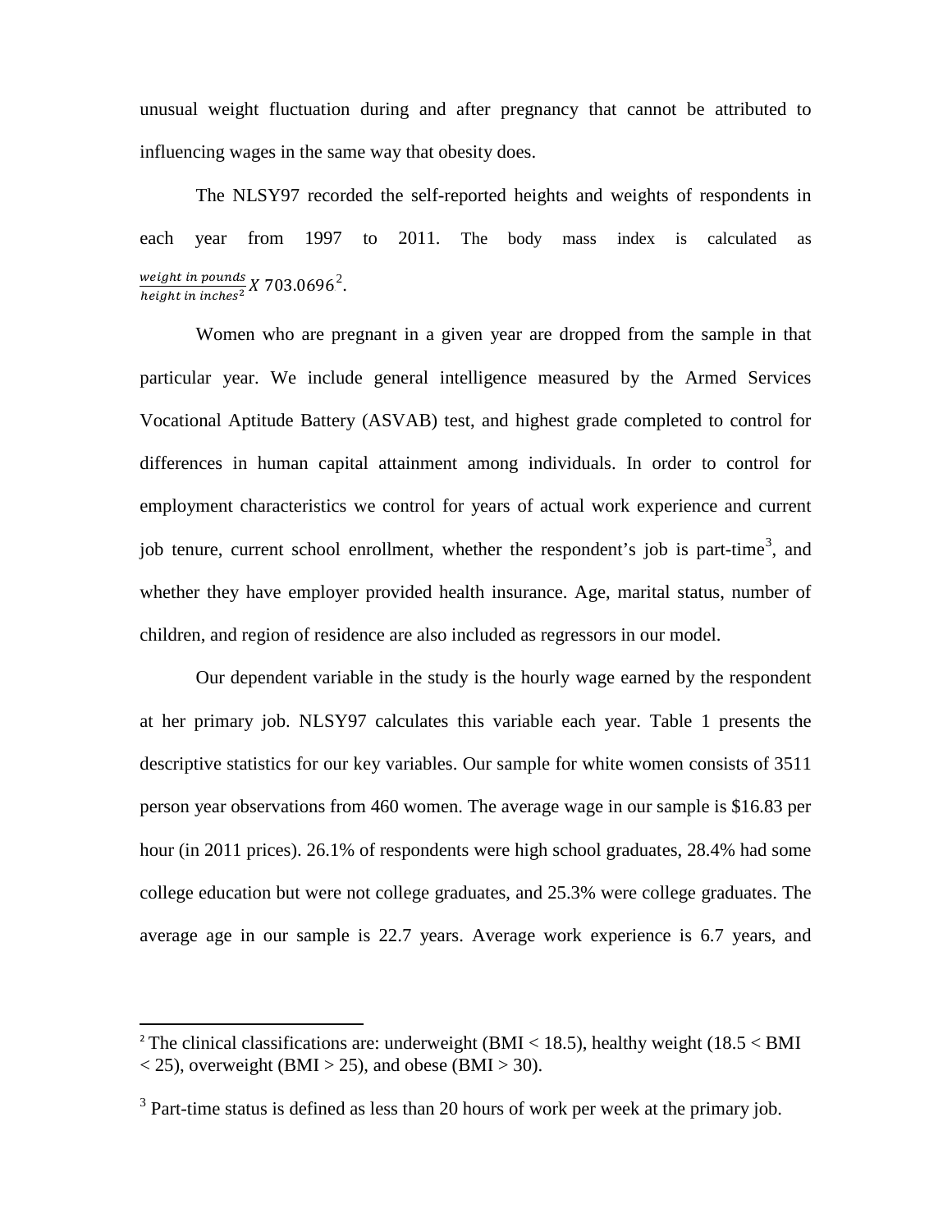unusual weight fluctuation during and after pregnancy that cannot be attributed to influencing wages in the same way that obesity does.

The NLSY97 recorded the self-reported heights and weights of respondents in each year from 1997 to 2011. The body mass index is calculated as $\frac{weight\ in\ pounds}{height\ in\ inches^2} X\ 703.0696$[2].

Women who are pregnant in a given year are dropped from the sample in that particular year. We include general intelligence measured by the Armed Services Vocational Aptitude Battery (ASVAB) test, and highest grade completed to control for differences in human capital attainment among individuals. In order to control for employment characteristics we control for years of actual work experience and current job tenure, current school enrollment, whether the respondent's job is part-time[3], and whether they have employer provided health insurance. Age, marital status, number of children, and region of residence are also included as regressors in our model.

Our dependent variable in the study is the hourly wage earned by the respondent at her primary job. NLSY97 calculates this variable each year. Table 1 presents the descriptive statistics for our key variables. Our sample for white women consists of 3511 person year observations from 460 women. The average wage in our sample is $16.83 per hour (in 2011 prices). 26.1% of respondents were high school graduates, 28.4% had some college education but were not college graduates, and 25.3% were college graduates. The average age in our sample is 22.7 years. Average work experience is 6.7 years, and

---

[2] The clinical classifications are: underweight (BMI < 18.5), healthy weight (18.5 < BMI < 25), overweight (BMI > 25), and obese (BMI > 30).

[3] Part-time status is defined as less than 20 hours of work per week at the primary job.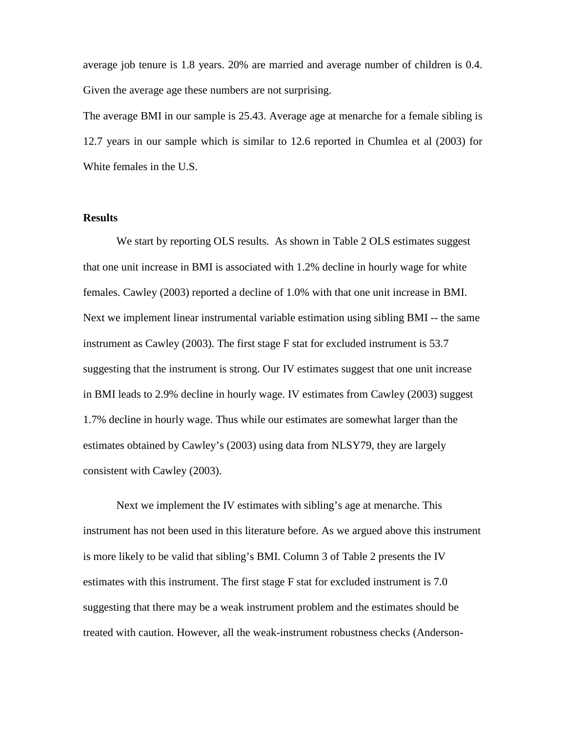average job tenure is 1.8 years. 20% are married and average number of children is 0.4. Given the average age these numbers are not surprising.

The average BMI in our sample is 25.43. Average age at menarche for a female sibling is 12.7 years in our sample which is similar to 12.6 reported in Chumlea et al (2003) for White females in the U.S.

## Results

We start by reporting OLS results. As shown in Table 2 OLS estimates suggest that one unit increase in BMI is associated with 1.2% decline in hourly wage for white females. Cawley (2003) reported a decline of 1.0% with that one unit increase in BMI. Next we implement linear instrumental variable estimation using sibling BMI -- the same instrument as Cawley (2003). The first stage F stat for excluded instrument is 53.7 suggesting that the instrument is strong. Our IV estimates suggest that one unit increase in BMI leads to 2.9% decline in hourly wage. IV estimates from Cawley (2003) suggest 1.7% decline in hourly wage. Thus while our estimates are somewhat larger than the estimates obtained by Cawley's (2003) using data from NLSY79, they are largely consistent with Cawley (2003).

Next we implement the IV estimates with sibling's age at menarche. This instrument has not been used in this literature before. As we argued above this instrument is more likely to be valid that sibling's BMI. Column 3 of Table 2 presents the IV estimates with this instrument. The first stage F stat for excluded instrument is 7.0 suggesting that there may be a weak instrument problem and the estimates should be treated with caution. However, all the weak-instrument robustness checks (Anderson-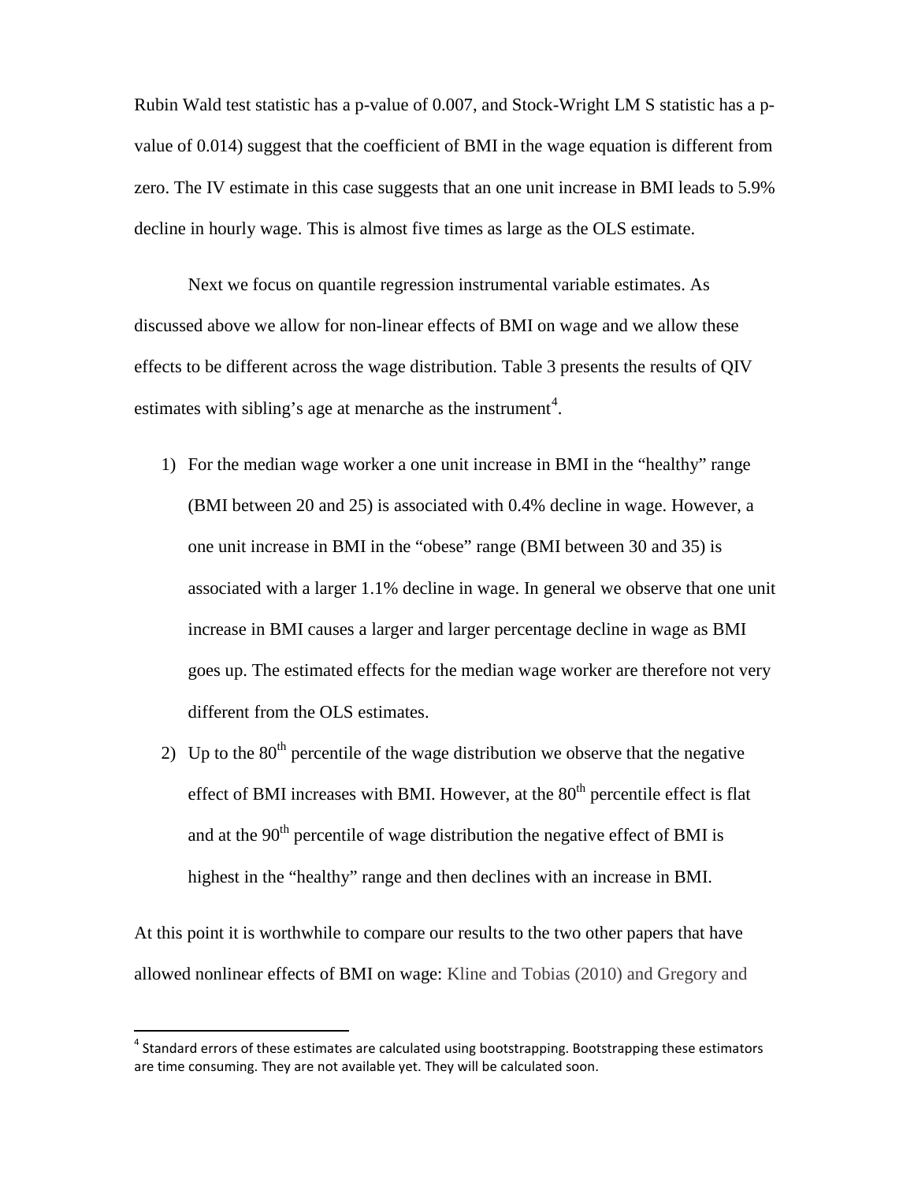Rubin Wald test statistic has a p-value of 0.007, and Stock-Wright LM S statistic has a p-value of 0.014) suggest that the coefficient of BMI in the wage equation is different from zero. The IV estimate in this case suggests that an one unit increase in BMI leads to 5.9% decline in hourly wage. This is almost five times as large as the OLS estimate.

Next we focus on quantile regression instrumental variable estimates. As discussed above we allow for non-linear effects of BMI on wage and we allow these effects to be different across the wage distribution. Table 3 presents the results of QIV estimates with sibling's age at menarche as the instrument[4].

1) For the median wage worker a one unit increase in BMI in the "healthy" range (BMI between 20 and 25) is associated with 0.4% decline in wage. However, a one unit increase in BMI in the "obese" range (BMI between 30 and 35) is associated with a larger 1.1% decline in wage. In general we observe that one unit increase in BMI causes a larger and larger percentage decline in wage as BMI goes up. The estimated effects for the median wage worker are therefore not very different from the OLS estimates.
2) Up to the 80th percentile of the wage distribution we observe that the negative effect of BMI increases with BMI. However, at the 80th percentile effect is flat and at the 90th percentile of wage distribution the negative effect of BMI is highest in the "healthy" range and then declines with an increase in BMI.

At this point it is worthwhile to compare our results to the two other papers that have allowed nonlinear effects of BMI on wage: Kline and Tobias (2010) and Gregory and

[4] Standard errors of these estimates are calculated using bootstrapping. Bootstrapping these estimators are time consuming. They are not available yet. They will be calculated soon.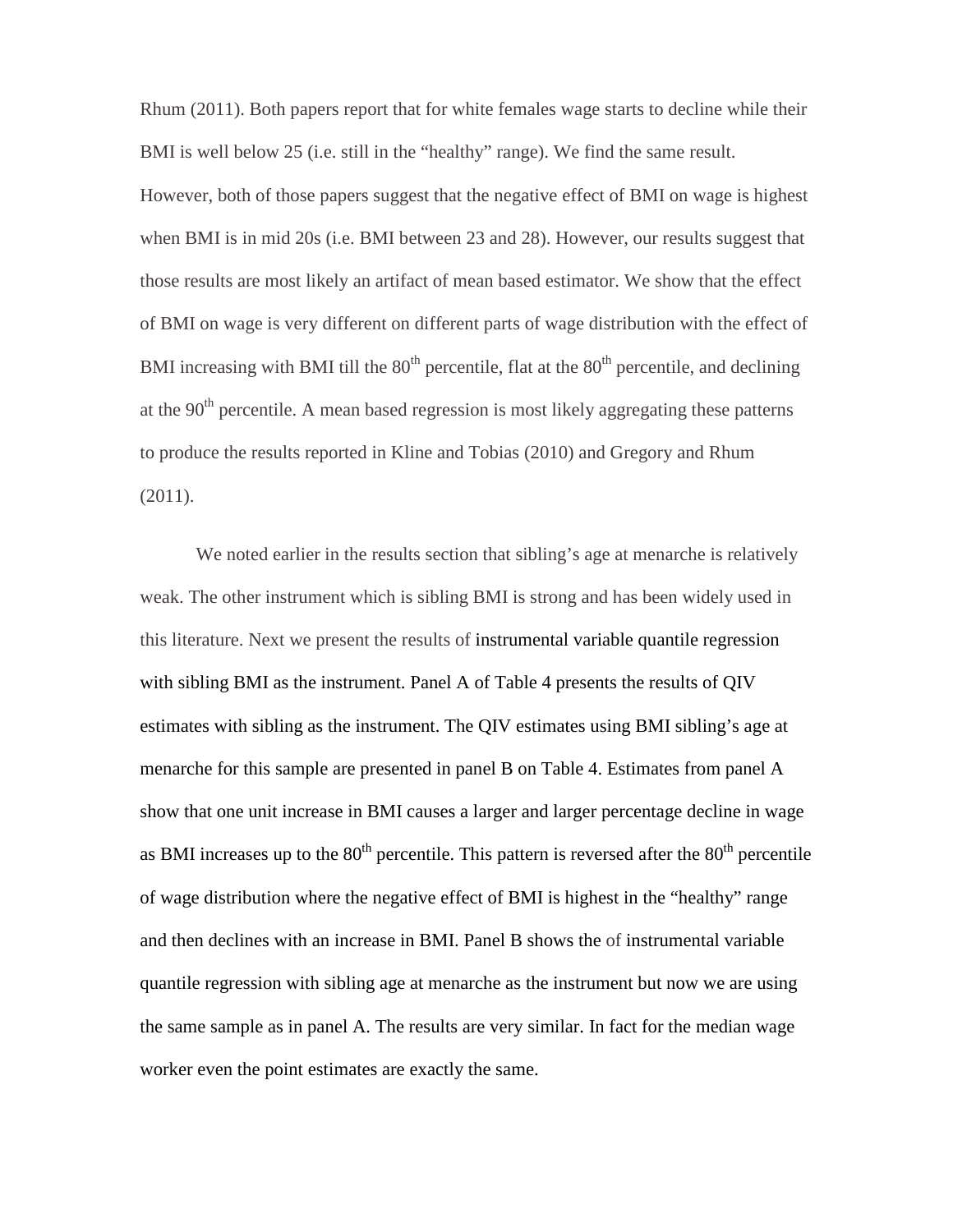Rhum (2011). Both papers report that for white females wage starts to decline while their BMI is well below 25 (i.e. still in the "healthy" range). We find the same result. However, both of those papers suggest that the negative effect of BMI on wage is highest when BMI is in mid 20s (i.e. BMI between 23 and 28). However, our results suggest that those results are most likely an artifact of mean based estimator. We show that the effect of BMI on wage is very different on different parts of wage distribution with the effect of BMI increasing with BMI till the 80th percentile, flat at the 80th percentile, and declining at the 90th percentile. A mean based regression is most likely aggregating these patterns to produce the results reported in Kline and Tobias (2010) and Gregory and Rhum (2011).

We noted earlier in the results section that sibling's age at menarche is relatively weak. The other instrument which is sibling BMI is strong and has been widely used in this literature. Next we present the results of instrumental variable quantile regression with sibling BMI as the instrument. Panel A of Table 4 presents the results of QIV estimates with sibling as the instrument. The QIV estimates using BMI sibling's age at menarche for this sample are presented in panel B on Table 4. Estimates from panel A show that one unit increase in BMI causes a larger and larger percentage decline in wage as BMI increases up to the 80th percentile. This pattern is reversed after the 80th percentile of wage distribution where the negative effect of BMI is highest in the "healthy" range and then declines with an increase in BMI. Panel B shows the of instrumental variable quantile regression with sibling age at menarche as the instrument but now we are using the same sample as in panel A. The results are very similar. In fact for the median wage worker even the point estimates are exactly the same.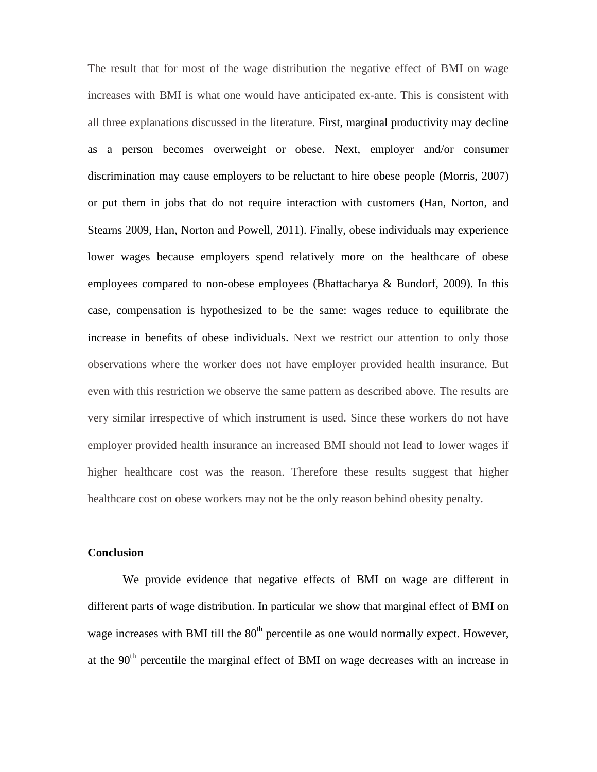The result that for most of the wage distribution the negative effect of BMI on wage increases with BMI is what one would have anticipated ex-ante. This is consistent with all three explanations discussed in the literature. First, marginal productivity may decline as a person becomes overweight or obese. Next, employer and/or consumer discrimination may cause employers to be reluctant to hire obese people (Morris, 2007) or put them in jobs that do not require interaction with customers (Han, Norton, and Stearns 2009, Han, Norton and Powell, 2011). Finally, obese individuals may experience lower wages because employers spend relatively more on the healthcare of obese employees compared to non-obese employees (Bhattacharya & Bundorf, 2009). In this case, compensation is hypothesized to be the same: wages reduce to equilibrate the increase in benefits of obese individuals. Next we restrict our attention to only those observations where the worker does not have employer provided health insurance. But even with this restriction we observe the same pattern as described above. The results are very similar irrespective of which instrument is used. Since these workers do not have employer provided health insurance an increased BMI should not lead to lower wages if higher healthcare cost was the reason. Therefore these results suggest that higher healthcare cost on obese workers may not be the only reason behind obesity penalty.

**Conclusion**

We provide evidence that negative effects of BMI on wage are different in different parts of wage distribution. In particular we show that marginal effect of BMI on wage increases with BMI till the $80^{th}$ percentile as one would normally expect. However, at the $90^{th}$ percentile the marginal effect of BMI on wage decreases with an increase in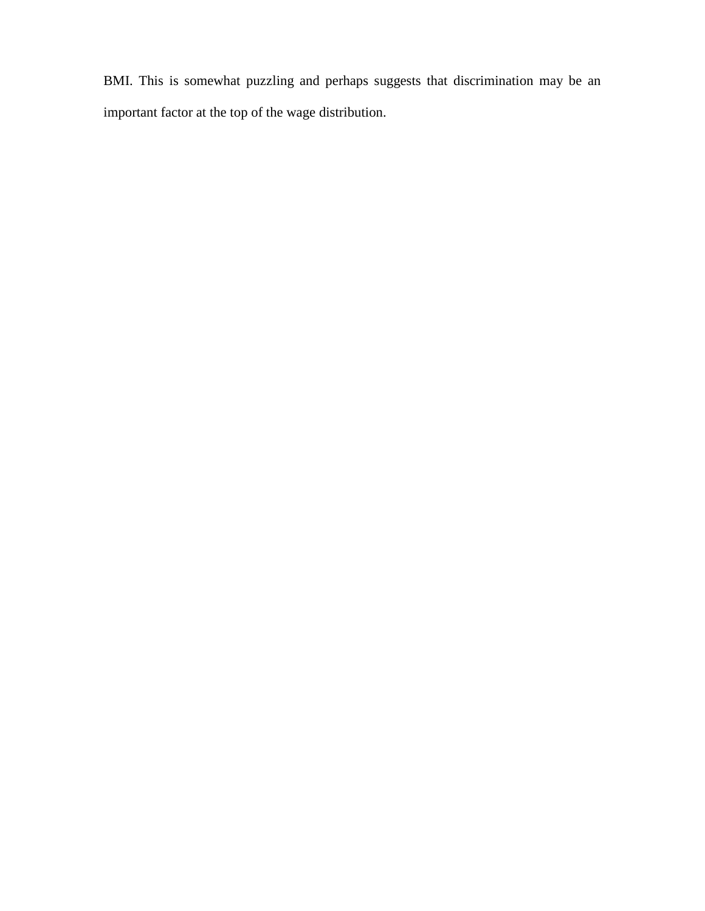BMI. This is somewhat puzzling and perhaps suggests that discrimination may be an important factor at the top of the wage distribution.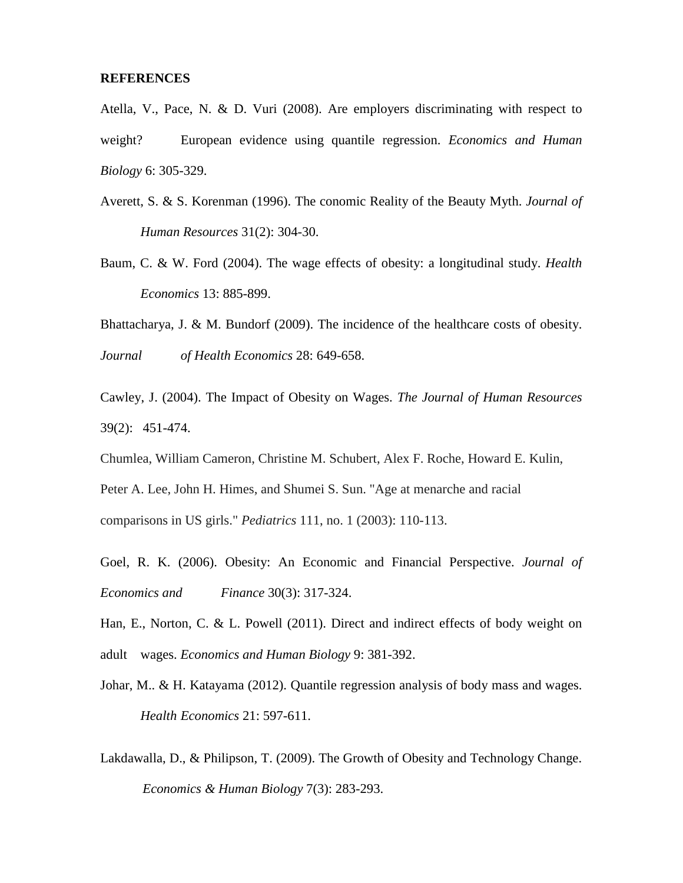**REFERENCES**

Atella, V., Pace, N. & D. Vuri (2008). Are employers discriminating with respect to weight? European evidence using quantile regression. *Economics and Human Biology* 6: 305-329.

Averett, S. & S. Korenman (1996). The conomic Reality of the Beauty Myth. *Journal of Human Resources* 31(2): 304-30.

Baum, C. & W. Ford (2004). The wage effects of obesity: a longitudinal study. *Health Economics* 13: 885-899.

Bhattacharya, J. & M. Bundorf (2009). The incidence of the healthcare costs of obesity. *Journal of Health Economics* 28: 649-658.

Cawley, J. (2004). The Impact of Obesity on Wages. *The Journal of Human Resources* 39(2): 451-474.

Chumlea, William Cameron, Christine M. Schubert, Alex F. Roche, Howard E. Kulin, Peter A. Lee, John H. Himes, and Shumei S. Sun. "Age at menarche and racial comparisons in US girls." *Pediatrics* 111, no. 1 (2003): 110-113.

Goel, R. K. (2006). Obesity: An Economic and Financial Perspective. *Journal of Economics and Finance* 30(3): 317-324.

Han, E., Norton, C. & L. Powell (2011). Direct and indirect effects of body weight on adult wages. *Economics and Human Biology* 9: 381-392.

Johar, M.. & H. Katayama (2012). Quantile regression analysis of body mass and wages. *Health Economics* 21: 597-611.

Lakdawalla, D., & Philipson, T. (2009). The Growth of Obesity and Technology Change. *Economics & Human Biology* 7(3): 283-293.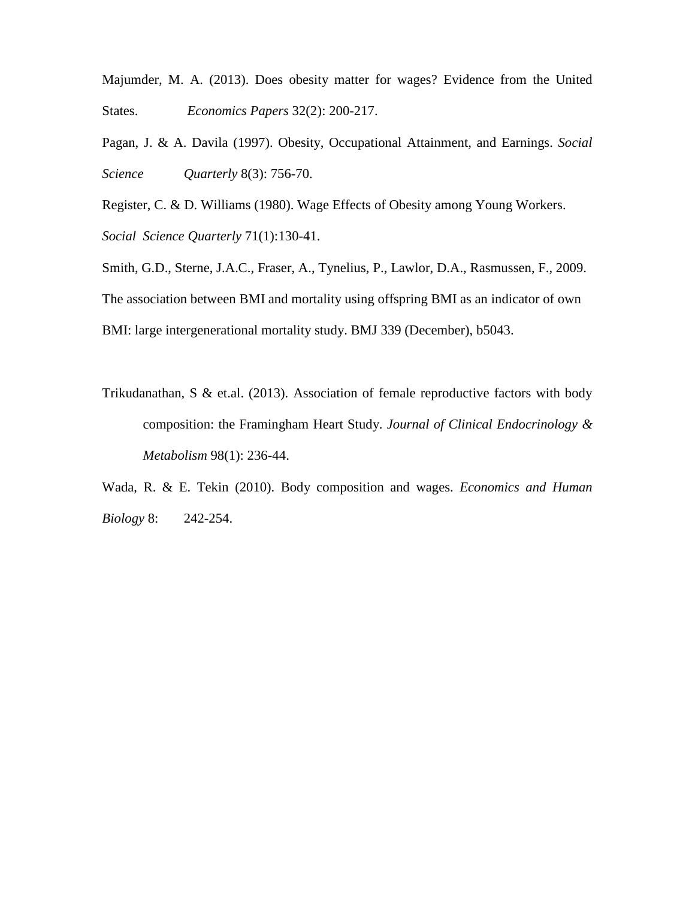Majumder, M. A. (2013). Does obesity matter for wages? Evidence from the United States. *Economics Papers* 32(2): 200-217.

Pagan, J. & A. Davila (1997). Obesity, Occupational Attainment, and Earnings. *Social Science Quarterly* 8(3): 756-70.

Register, C. & D. Williams (1980). Wage Effects of Obesity among Young Workers. *Social Science Quarterly* 71(1):130-41.

Smith, G.D., Sterne, J.A.C., Fraser, A., Tynelius, P., Lawlor, D.A., Rasmussen, F., 2009. The association between BMI and mortality using offspring BMI as an indicator of own BMI: large intergenerational mortality study. BMJ 339 (December), b5043.

Trikudanathan, S & et.al. (2013). Association of female reproductive factors with body composition: the Framingham Heart Study. *Journal of Clinical Endocrinology & Metabolism* 98(1): 236-44.

Wada, R. & E. Tekin (2010). Body composition and wages. *Economics and Human Biology* 8: 242-254.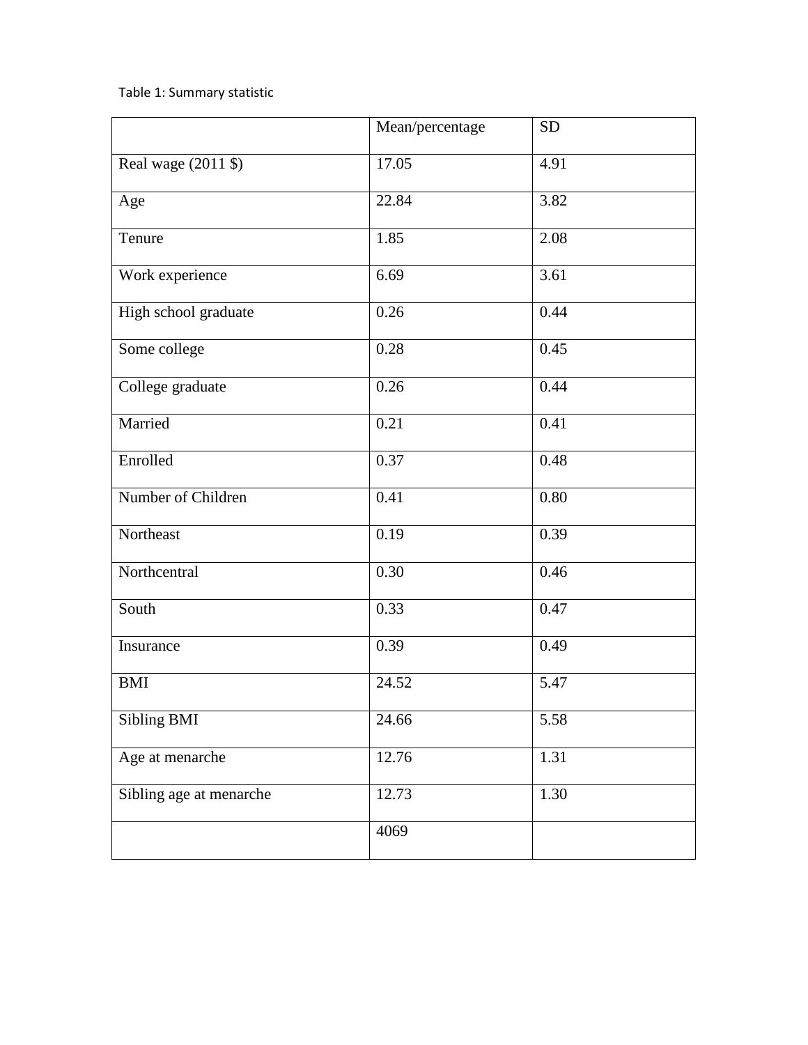Table 1: Summary statistic

| | Mean/percentage | SD |
|---|---|---|
| Real wage (2011 $) | 17.05 | 4.91 |
| Age | 22.84 | 3.82 |
| Tenure | 1.85 | 2.08 |
| Work experience | 6.69 | 3.61 |
| High school graduate | 0.26 | 0.44 |
| Some college | 0.28 | 0.45 |
| College graduate | 0.26 | 0.44 |
| Married | 0.21 | 0.41 |
| Enrolled | 0.37 | 0.48 |
| Number of Children | 0.41 | 0.80 |
| Northeast | 0.19 | 0.39 |
| Northcentral | 0.30 | 0.46 |
| South | 0.33 | 0.47 |
| Insurance | 0.39 | 0.49 |
| BMI | 24.52 | 5.47 |
| Sibling BMI | 24.66 | 5.58 |
| Age at menarche | 12.76 | 1.31 |
| Sibling age at menarche | 12.73 | 1.30 |
| | 4069 | |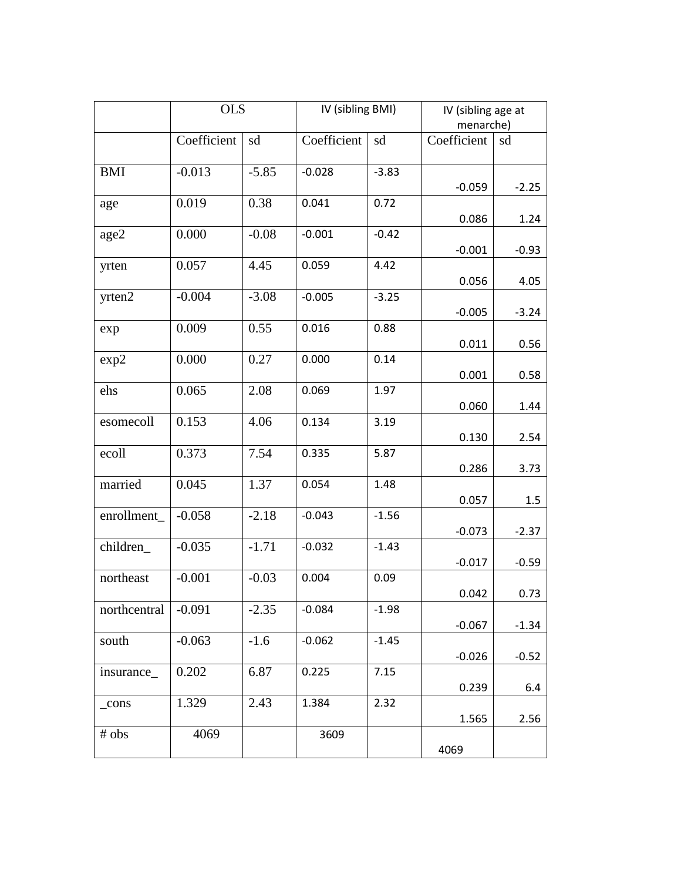| | OLS | | IV (sibling BMI) | | IV (sibling age at menarche) | |
|---|---|---|---|---|---|---|
| | Coefficient | sd | Coefficient | sd | Coefficient | sd |
| BMI | -0.013 | -5.85 | -0.028 | -3.83 | -0.059 | -2.25 |
| age | 0.019 | 0.38 | 0.041 | 0.72 | 0.086 | 1.24 |
| age2 | 0.000 | -0.08 | -0.001 | -0.42 | -0.001 | -0.93 |
| yrten | 0.057 | 4.45 | 0.059 | 4.42 | 0.056 | 4.05 |
| yrten2 | -0.004 | -3.08 | -0.005 | -3.25 | -0.005 | -3.24 |
| exp | 0.009 | 0.55 | 0.016 | 0.88 | 0.011 | 0.56 |
| exp2 | 0.000 | 0.27 | 0.000 | 0.14 | 0.001 | 0.58 |
| ehs | 0.065 | 2.08 | 0.069 | 1.97 | 0.060 | 1.44 |
| esomecoll | 0.153 | 4.06 | 0.134 | 3.19 | 0.130 | 2.54 |
| ecoll | 0.373 | 7.54 | 0.335 | 5.87 | 0.286 | 3.73 |
| married | 0.045 | 1.37 | 0.054 | 1.48 | 0.057 | 1.5 |
| enrollment_ | -0.058 | -2.18 | -0.043 | -1.56 | -0.073 | -2.37 |
| children_ | -0.035 | -1.71 | -0.032 | -1.43 | -0.017 | -0.59 |
| northeast | -0.001 | -0.03 | 0.004 | 0.09 | 0.042 | 0.73 |
| northcentral | -0.091 | -2.35 | -0.084 | -1.98 | -0.067 | -1.34 |
| south | -0.063 | -1.6 | -0.062 | -1.45 | -0.026 | -0.52 |
| insurance_ | 0.202 | 6.87 | 0.225 | 7.15 | 0.239 | 6.4 |
| _cons | 1.329 | 2.43 | 1.384 | 2.32 | 1.565 | 2.56 |
| # obs | 4069 | | 3609 | | 4069 | |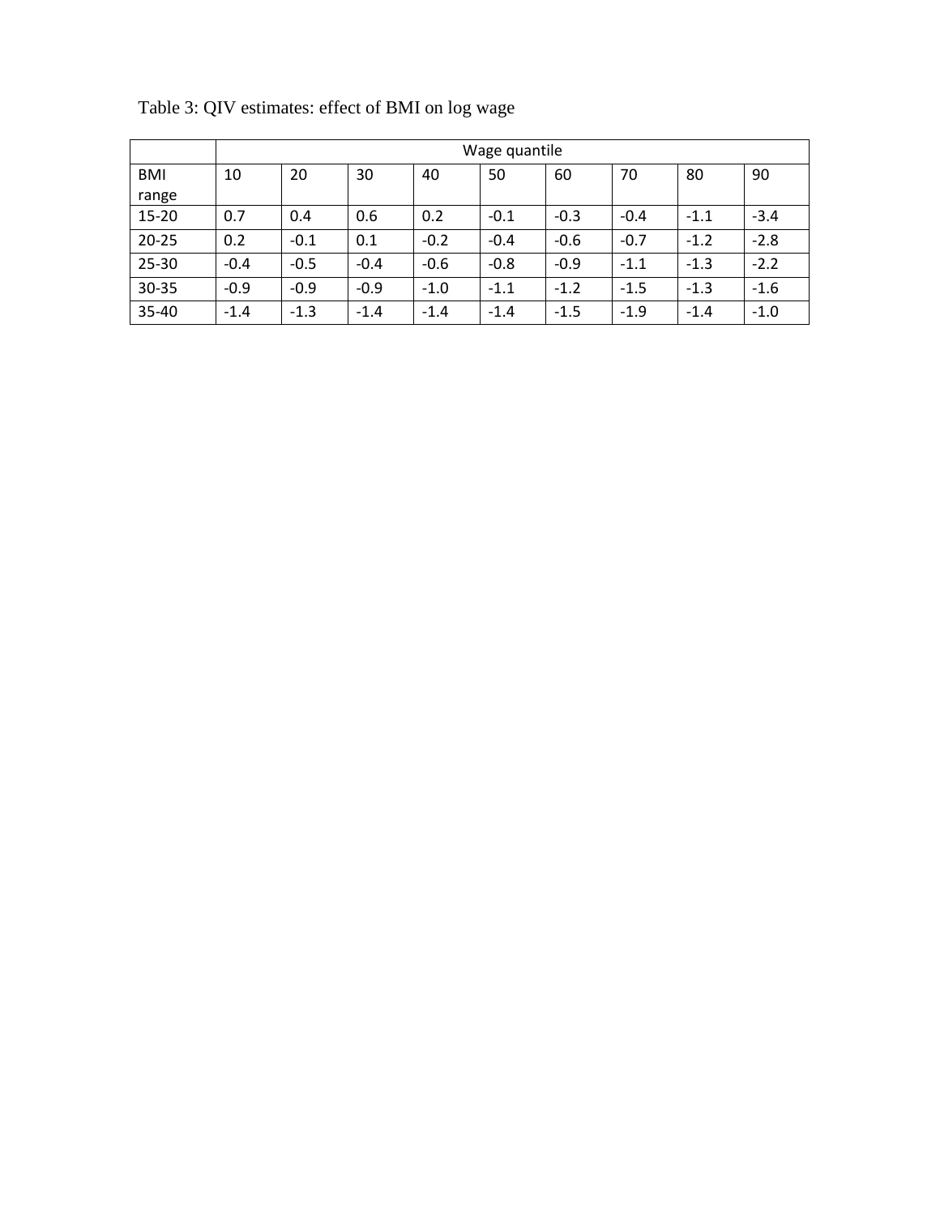Table 3: QIV estimates: effect of BMI on log wage

| | Wage quantile | | | | | | | | |
|---|---|---|---|---|---|---|---|---|---|
| BMI range | 10 | 20 | 30 | 40 | 50 | 60 | 70 | 80 | 90 |
| 15-20 | 0.7 | 0.4 | 0.6 | 0.2 | -0.1 | -0.3 | -0.4 | -1.1 | -3.4 |
| 20-25 | 0.2 | -0.1 | 0.1 | -0.2 | -0.4 | -0.6 | -0.7 | -1.2 | -2.8 |
| 25-30 | -0.4 | -0.5 | -0.4 | -0.6 | -0.8 | -0.9 | -1.1 | -1.3 | -2.2 |
| 30-35 | -0.9 | -0.9 | -0.9 | -1.0 | -1.1 | -1.2 | -1.5 | -1.3 | -1.6 |
| 35-40 | -1.4 | -1.3 | -1.4 | -1.4 | -1.4 | -1.5 | -1.9 | -1.4 | -1.0 |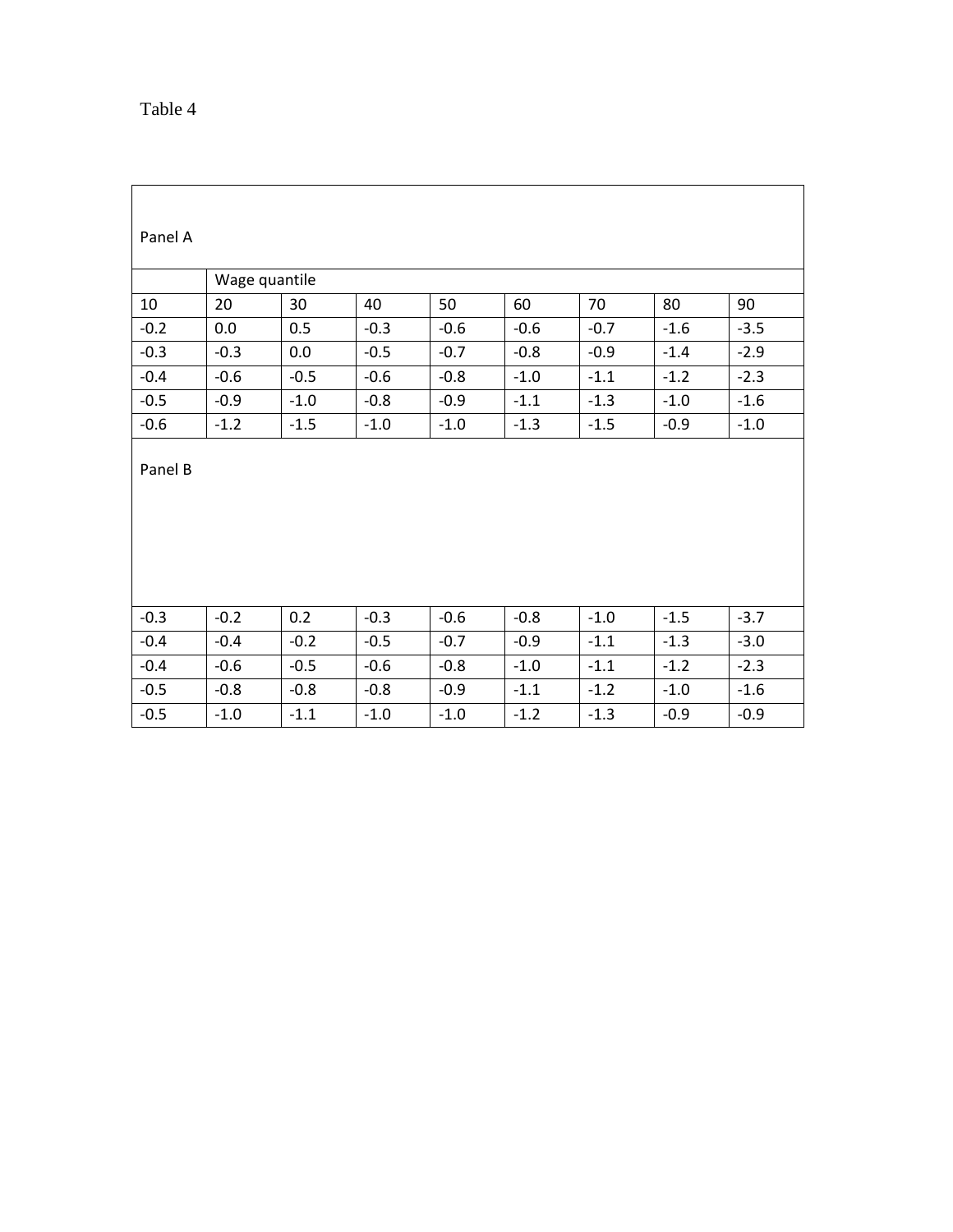Table 4

| | | | | | | | | |
|---|---|---|---|---|---|---|---|---|
| Panel A | | | | | | | | |
| | Wage quantile | | | | | | | |
| 10 | 20 | 30 | 40 | 50 | 60 | 70 | 80 | 90 |
| -0.2 | 0.0 | 0.5 | -0.3 | -0.6 | -0.6 | -0.7 | -1.6 | -3.5 |
| -0.3 | -0.3 | 0.0 | -0.5 | -0.7 | -0.8 | -0.9 | -1.4 | -2.9 |
| -0.4 | -0.6 | -0.5 | -0.6 | -0.8 | -1.0 | -1.1 | -1.2 | -2.3 |
| -0.5 | -0.9 | -1.0 | -0.8 | -0.9 | -1.1 | -1.3 | -1.0 | -1.6 |
| -0.6 | -1.2 | -1.5 | -1.0 | -1.0 | -1.3 | -1.5 | -0.9 | -1.0 |
| Panel B | | | | | | | | |
| -0.3 | -0.2 | 0.2 | -0.3 | -0.6 | -0.8 | -1.0 | -1.5 | -3.7 |
| -0.4 | -0.4 | -0.2 | -0.5 | -0.7 | -0.9 | -1.1 | -1.3 | -3.0 |
| -0.4 | -0.6 | -0.5 | -0.6 | -0.8 | -1.0 | -1.1 | -1.2 | -2.3 |
| -0.5 | -0.8 | -0.8 | -0.8 | -0.9 | -1.1 | -1.2 | -1.0 | -1.6 |
| -0.5 | -1.0 | -1.1 | -1.0 | -1.0 | -1.2 | -1.3 | -0.9 | -0.9 |